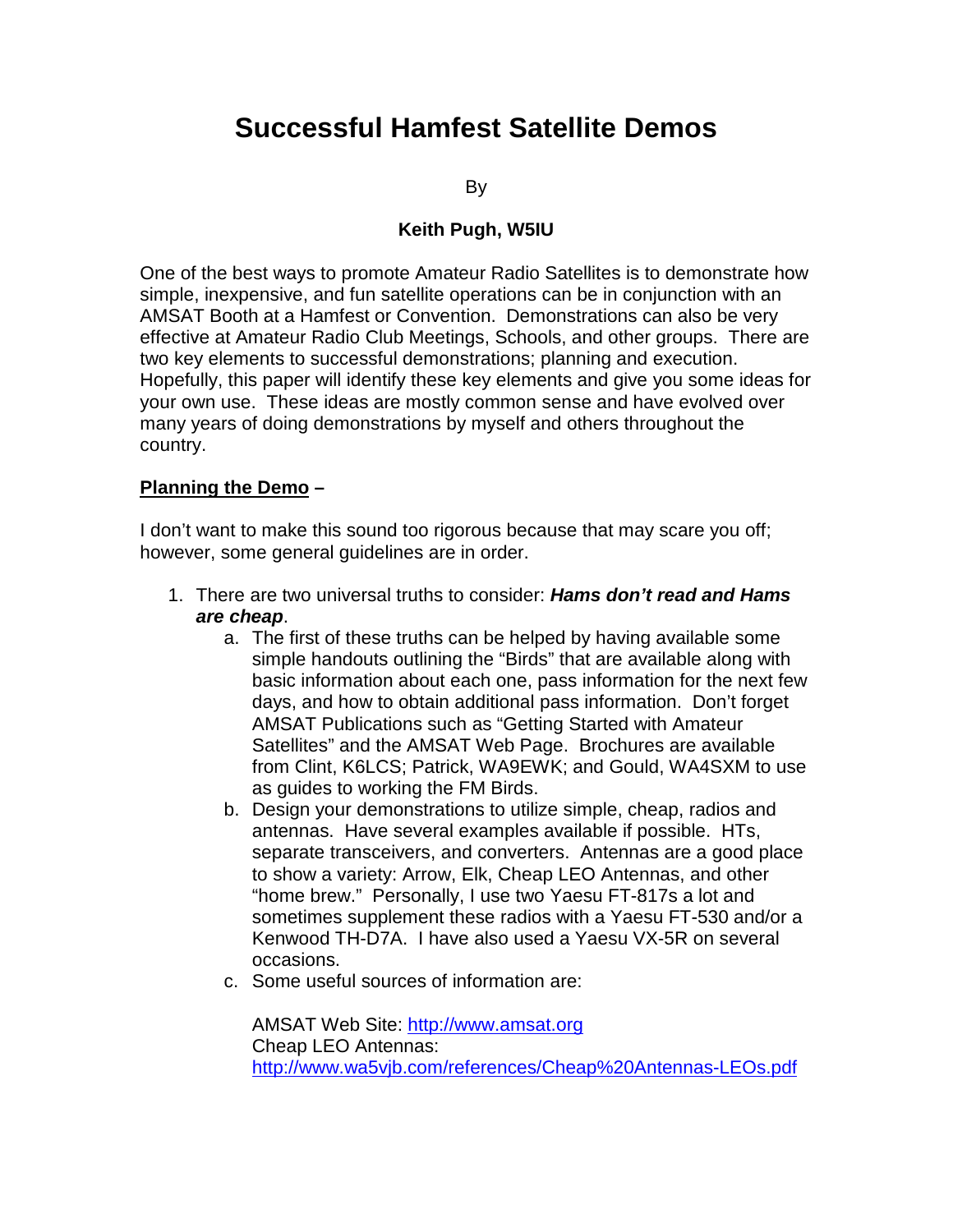# Successful Hamfest Satellite Demos

By

**Keith Pugh, W5IU**

One of the best ways to promote Amateur Radio Satellites is to demonstrate how simple, inexpensive, and fun satellite operations can be in conjunction with an AMSAT Booth at a Hamfest or Convention. Demonstrations can also be very effective at Amateur Radio Club Meetings, Schools, and other groups. There are two key elements to successful demonstrations; planning and execution. Hopefully, this paper will identify these key elements and give you some ideas for your own use. These ideas are mostly common sense and have evolved over many years of doing demonstrations by myself and others throughout the country.

## Planning the Demo –

I don't want to make this sound too rigorous because that may scare you off; however, some general guidelines are in order.

1. There are two universal truths to consider: ***Hams don't read and Hams are cheap***.
   a. The first of these truths can be helped by having available some simple handouts outlining the "Birds" that are available along with basic information about each one, pass information for the next few days, and how to obtain additional pass information. Don't forget AMSAT Publications such as "Getting Started with Amateur Satellites" and the AMSAT Web Page. Brochures are available from Clint, K6LCS; Patrick, WA9EWK; and Gould, WA4SXM to use as guides to working the FM Birds.
   b. Design your demonstrations to utilize simple, cheap, radios and antennas. Have several examples available if possible. HTs, separate transceivers, and converters. Antennas are a good place to show a variety: Arrow, Elk, Cheap LEO Antennas, and other "home brew." Personally, I use two Yaesu FT-817s a lot and sometimes supplement these radios with a Yaesu FT-530 and/or a Kenwood TH-D7A. I have also used a Yaesu VX-5R on several occasions.
   c. Some useful sources of information are:

      AMSAT Web Site: http://www.amsat.org
      Cheap LEO Antennas:
      http://www.wa5vjb.com/references/Cheap%20Antennas-LEOs.pdf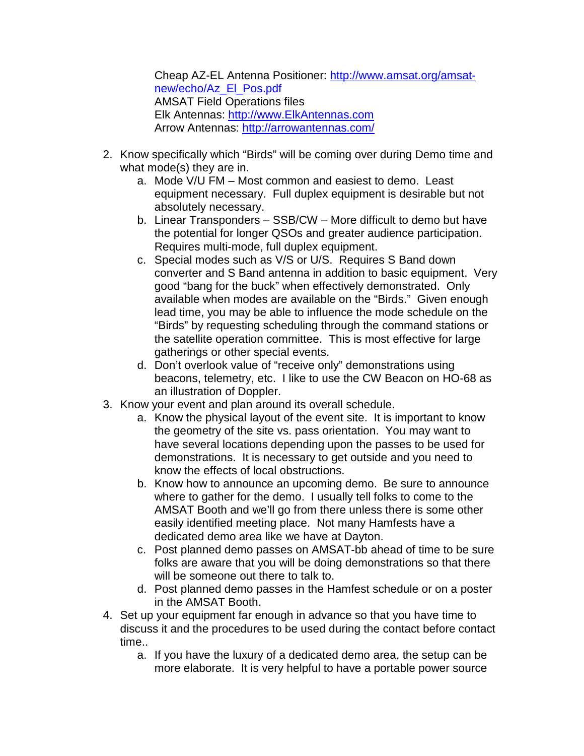Cheap AZ-EL Antenna Positioner: [http://www.amsat.org/amsat-new/echo/Az_El_Pos.pdf](http://www.amsat.org/amsat-new/echo/Az_El_Pos.pdf)
AMSAT Field Operations files
Elk Antennas: [http://www.ElkAntennas.com](http://www.ElkAntennas.com)
Arrow Antennas: [http://arrowantennas.com/](http://arrowantennas.com/)

2. Know specifically which "Birds" will be coming over during Demo time and what mode(s) they are in.
    a. Mode V/U FM – Most common and easiest to demo. Least equipment necessary. Full duplex equipment is desirable but not absolutely necessary.
    b. Linear Transponders – SSB/CW – More difficult to demo but have the potential for longer QSOs and greater audience participation. Requires multi-mode, full duplex equipment.
    c. Special modes such as V/S or U/S. Requires S Band down converter and S Band antenna in addition to basic equipment. Very good "bang for the buck" when effectively demonstrated. Only available when modes are available on the "Birds." Given enough lead time, you may be able to influence the mode schedule on the "Birds" by requesting scheduling through the command stations or the satellite operation committee. This is most effective for large gatherings or other special events.
    d. Don't overlook value of "receive only" demonstrations using beacons, telemetry, etc. I like to use the CW Beacon on HO-68 as an illustration of Doppler.
3. Know your event and plan around its overall schedule.
    a. Know the physical layout of the event site. It is important to know the geometry of the site vs. pass orientation. You may want to have several locations depending upon the passes to be used for demonstrations. It is necessary to get outside and you need to know the effects of local obstructions.
    b. Know how to announce an upcoming demo. Be sure to announce where to gather for the demo. I usually tell folks to come to the AMSAT Booth and we'll go from there unless there is some other easily identified meeting place. Not many Hamfests have a dedicated demo area like we have at Dayton.
    c. Post planned demo passes on AMSAT-bb ahead of time to be sure folks are aware that you will be doing demonstrations so that there will be someone out there to talk to.
    d. Post planned demo passes in the Hamfest schedule or on a poster in the AMSAT Booth.
4. Set up your equipment far enough in advance so that you have time to discuss it and the procedures to be used during the contact before contact time..
    a. If you have the luxury of a dedicated demo area, the setup can be more elaborate. It is very helpful to have a portable power source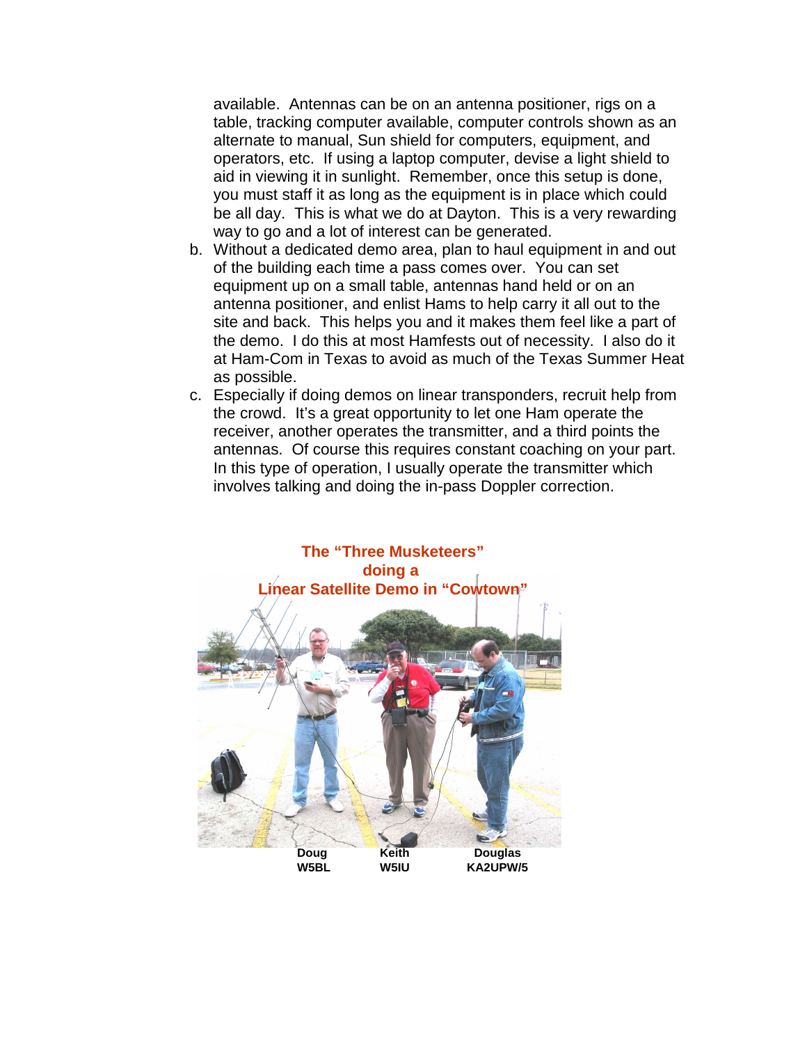available. Antennas can be on an antenna positioner, rigs on a table, tracking computer available, computer controls shown as an alternate to manual, Sun shield for computers, equipment, and operators, etc. If using a laptop computer, devise a light shield to aid in viewing it in sunlight. Remember, once this setup is done, you must staff it as long as the equipment is in place which could be all day. This is what we do at Dayton. This is a very rewarding way to go and a lot of interest can be generated.

b. Without a dedicated demo area, plan to haul equipment in and out of the building each time a pass comes over. You can set equipment up on a small table, antennas hand held or on an antenna positioner, and enlist Hams to help carry it all out to the site and back. This helps you and it makes them feel like a part of the demo. I do this at most Hamfests out of necessity. I also do it at Ham-Com in Texas to avoid as much of the Texas Summer Heat as possible.

c. Especially if doing demos on linear transponders, recruit help from the crowd. It's a great opportunity to let one Ham operate the receiver, another operates the transmitter, and a third points the antennas. Of course this requires constant coaching on your part. In this type of operation, I usually operate the transmitter which involves talking and doing the in-pass Doppler correction.

**The "Three Musketeers" doing a Linear Satellite Demo in "Cowtown"**

**Doug W5BL** **Keith W5IU** **Douglas KA2UPW/5**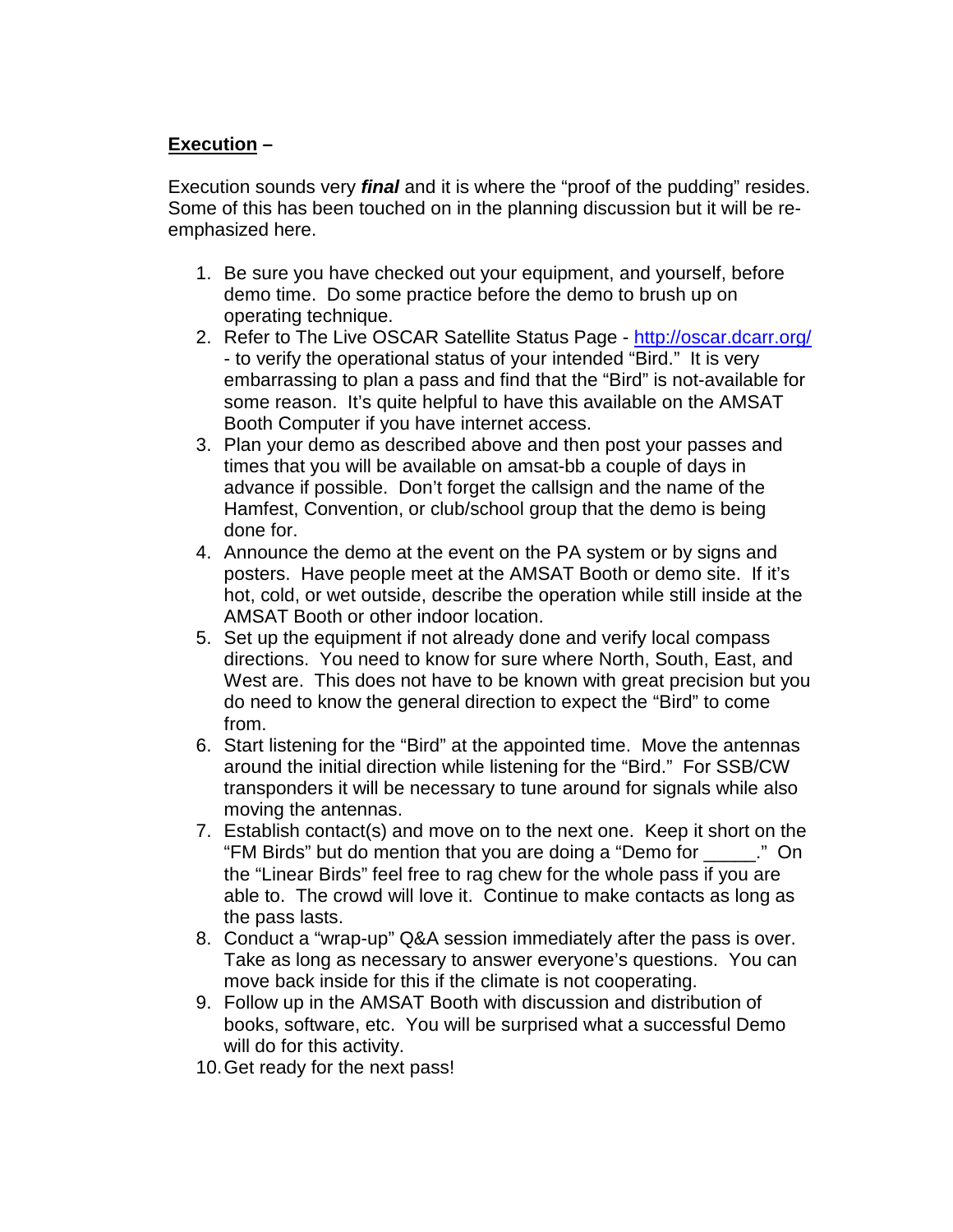**Execution** –

Execution sounds very ***final*** and it is where the "proof of the pudding" resides. Some of this has been touched on in the planning discussion but it will be re-emphasized here.

1. Be sure you have checked out your equipment, and yourself, before demo time. Do some practice before the demo to brush up on operating technique.
2. Refer to The Live OSCAR Satellite Status Page - [http://oscar.dcarr.org/](http://oscar.dcarr.org/) - to verify the operational status of your intended "Bird." It is very embarrassing to plan a pass and find that the "Bird" is not-available for some reason. It's quite helpful to have this available on the AMSAT Booth Computer if you have internet access.
3. Plan your demo as described above and then post your passes and times that you will be available on amsat-bb a couple of days in advance if possible. Don't forget the callsign and the name of the Hamfest, Convention, or club/school group that the demo is being done for.
4. Announce the demo at the event on the PA system or by signs and posters. Have people meet at the AMSAT Booth or demo site. If it's hot, cold, or wet outside, describe the operation while still inside at the AMSAT Booth or other indoor location.
5. Set up the equipment if not already done and verify local compass directions. You need to know for sure where North, South, East, and West are. This does not have to be known with great precision but you do need to know the general direction to expect the "Bird" to come from.
6. Start listening for the "Bird" at the appointed time. Move the antennas around the initial direction while listening for the "Bird." For SSB/CW transponders it will be necessary to tune around for signals while also moving the antennas.
7. Establish contact(s) and move on to the next one. Keep it short on the "FM Birds" but do mention that you are doing a "Demo for _____." On the "Linear Birds" feel free to rag chew for the whole pass if you are able to. The crowd will love it. Continue to make contacts as long as the pass lasts.
8. Conduct a "wrap-up" Q&A session immediately after the pass is over. Take as long as necessary to answer everyone's questions. You can move back inside for this if the climate is not cooperating.
9. Follow up in the AMSAT Booth with discussion and distribution of books, software, etc. You will be surprised what a successful Demo will do for this activity.
10. Get ready for the next pass!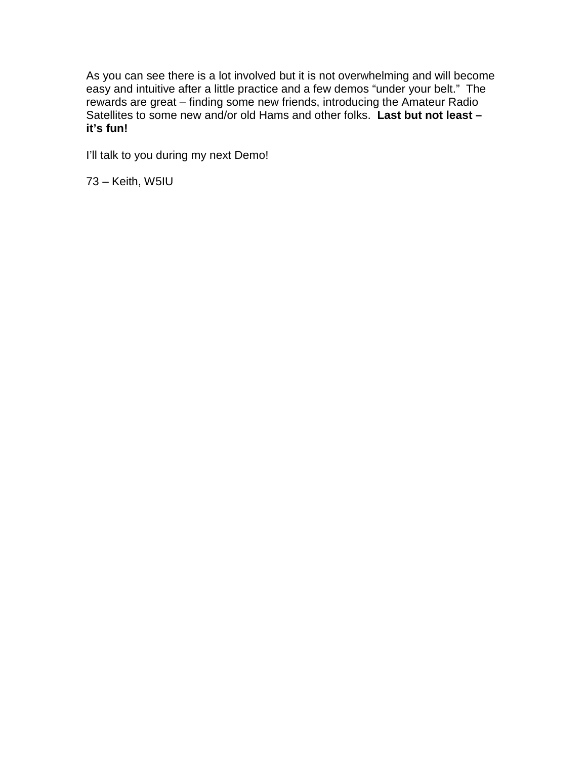As you can see there is a lot involved but it is not overwhelming and will become easy and intuitive after a little practice and a few demos "under your belt." The rewards are great – finding some new friends, introducing the Amateur Radio Satellites to some new and/or old Hams and other folks. **Last but not least – it's fun!**

I'll talk to you during my next Demo!

73 – Keith, W5IU